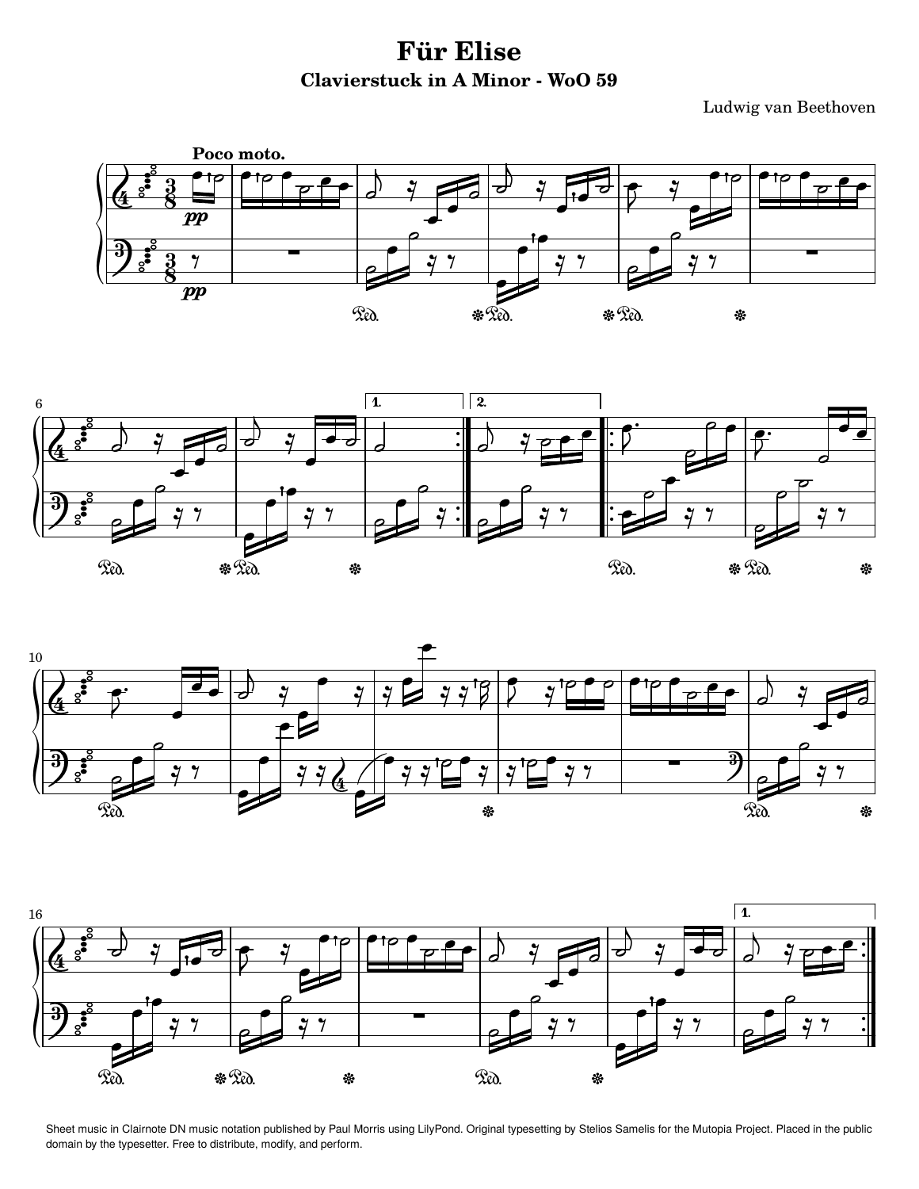# Für Elise

## Clavierstuck in A Minor - WoO 59

Ludwig van Beethoven

Sheet music in Clairnote DN music notation published by Paul Morris using LilyPond. Original typesetting by Stelios Samelis for the Mutopia Project. Placed in the public domain by the typesetter. Free to distribute, modify, and perform.